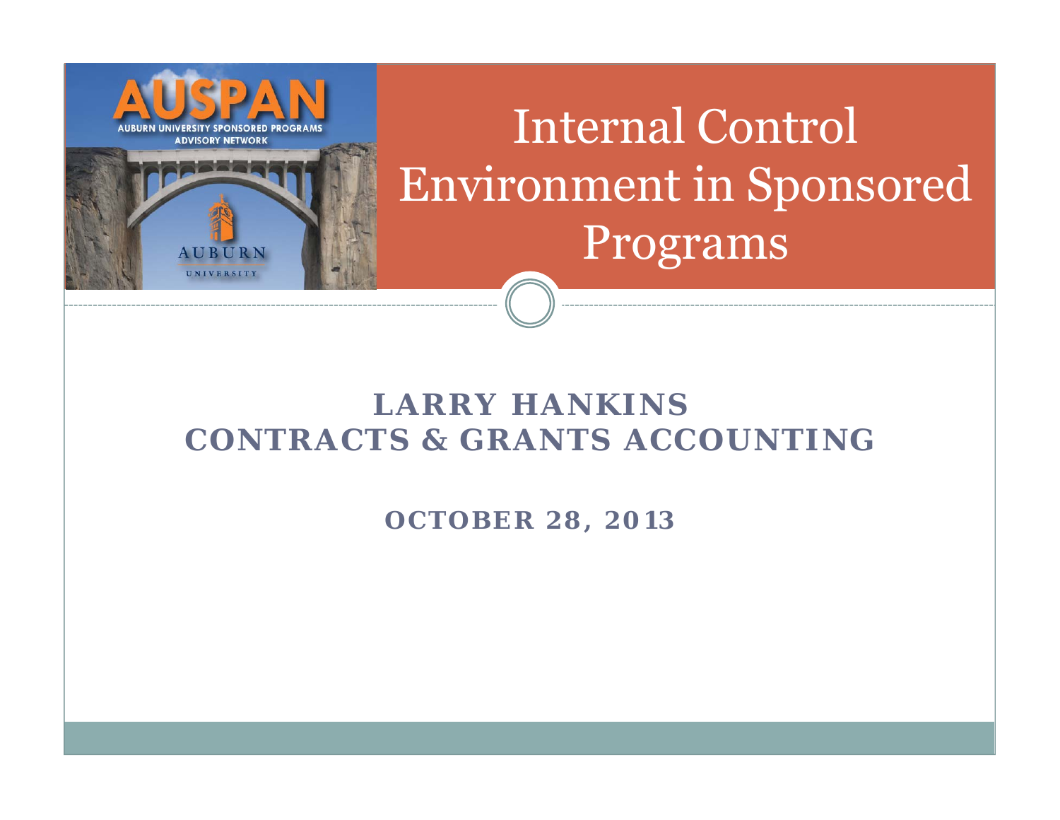# Internal Control Environment in Sponsored Programs

**LARRY HANKINS**
**CONTRACTS & GRANTS ACCOUNTING**

**OCTOBER 28, 2013**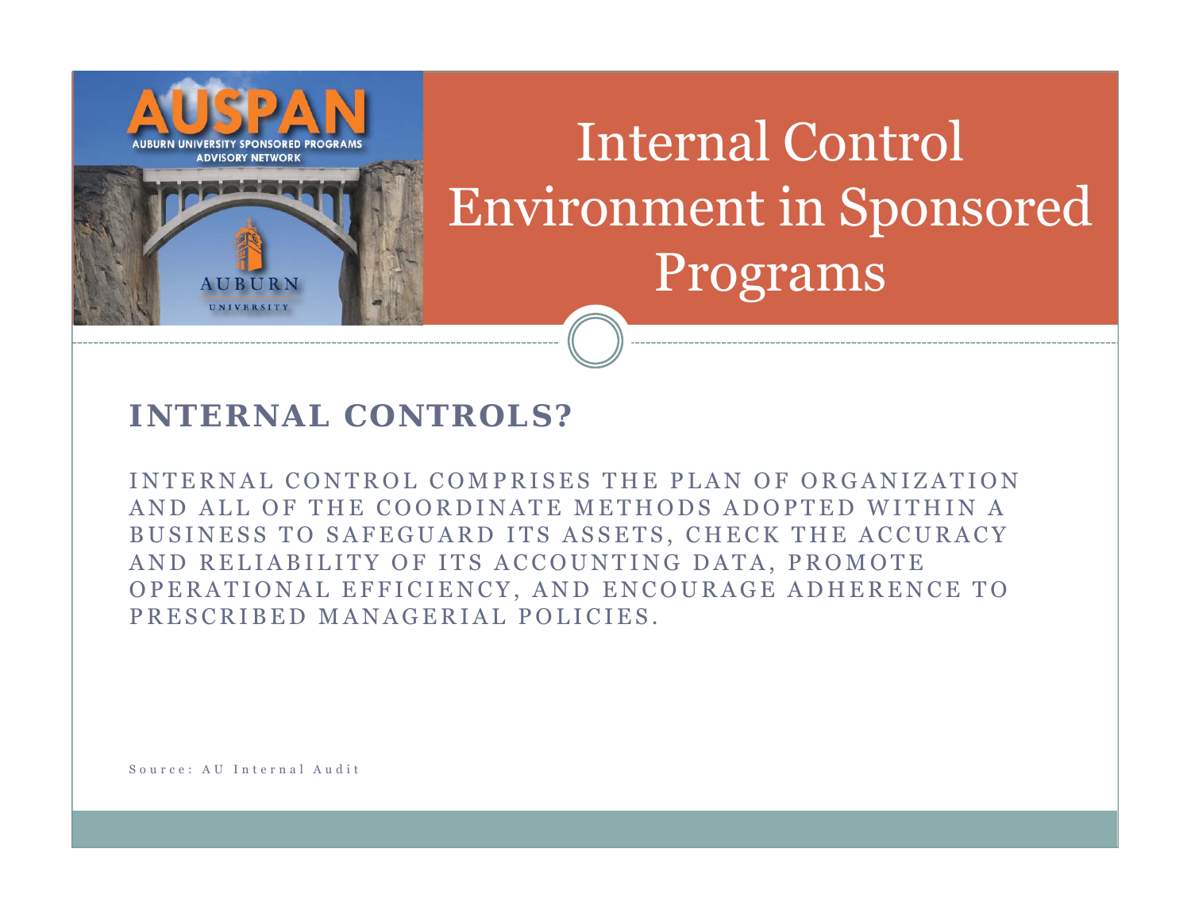# Internal Control Environment in Sponsored Programs

## INTERNAL CONTROLS?

INTERNAL CONTROL COMPRISES THE PLAN OF ORGANIZATION AND ALL OF THE COORDINATE METHODS ADOPTED WITHIN A BUSINESS TO SAFEGUARD ITS ASSETS, CHECK THE ACCURACY AND RELIABILITY OF ITS ACCOUNTING DATA, PROMOTE OPERATIONAL EFFICIENCY, AND ENCOURAGE ADHERENCE TO PRESCRIBED MANAGERIAL POLICIES.

Source: AU Internal Audit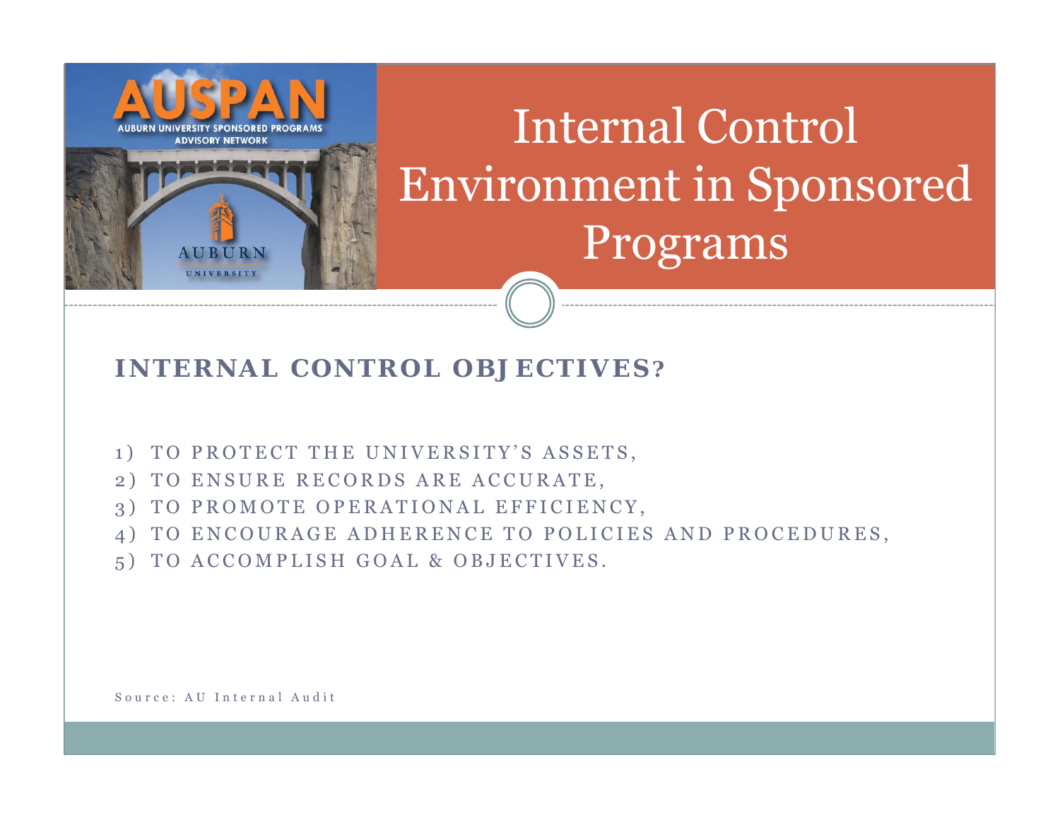# Internal Control Environment in Sponsored Programs

## INTERNAL CONTROL OBJECTIVES?

1) TO PROTECT THE UNIVERSITY'S ASSETS,
2) TO ENSURE RECORDS ARE ACCURATE,
3) TO PROMOTE OPERATIONAL EFFICIENCY,
4) TO ENCOURAGE ADHERENCE TO POLICIES AND PROCEDURES,
5) TO ACCOMPLISH GOAL & OBJECTIVES.

Source: AU Internal Audit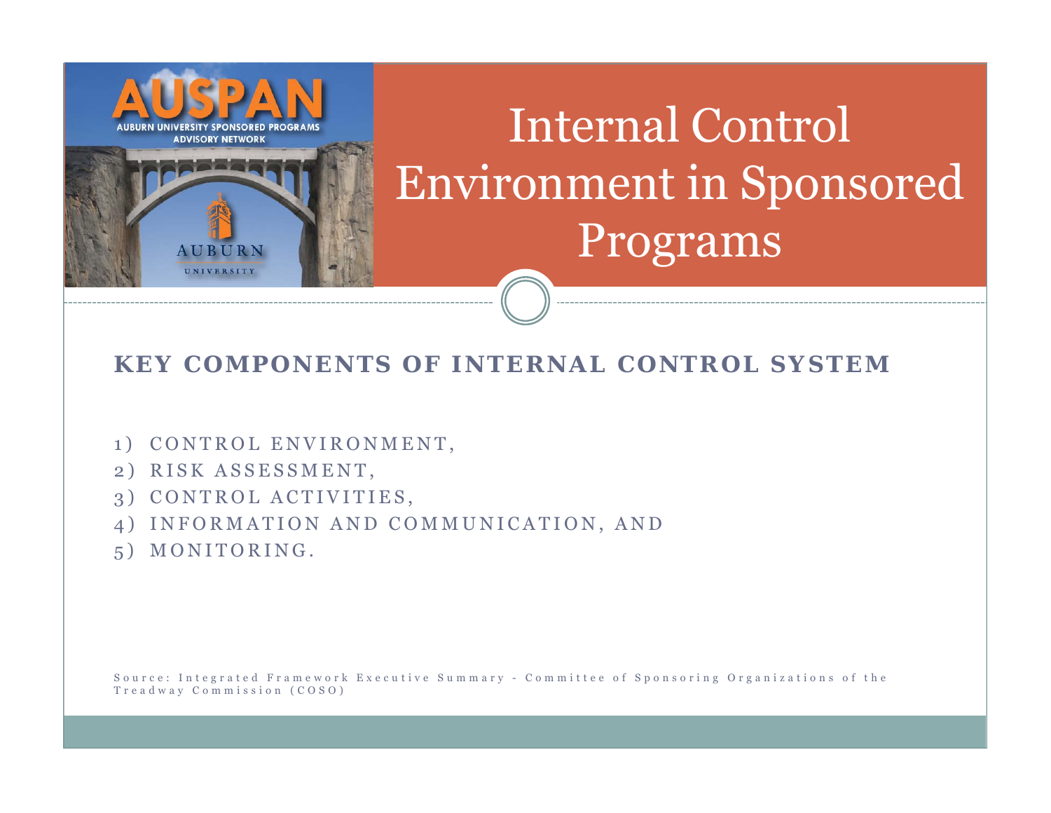# Internal Control Environment in Sponsored Programs

## KEY COMPONENTS OF INTERNAL CONTROL SYSTEM

1) CONTROL ENVIRONMENT,
2) RISK ASSESSMENT,
3) CONTROL ACTIVITIES,
4) INFORMATION AND COMMUNICATION, AND
5) MONITORING.

Source: Integrated Framework Executive Summary - Committee of Sponsoring Organizations of the Treadway Commission (COSO)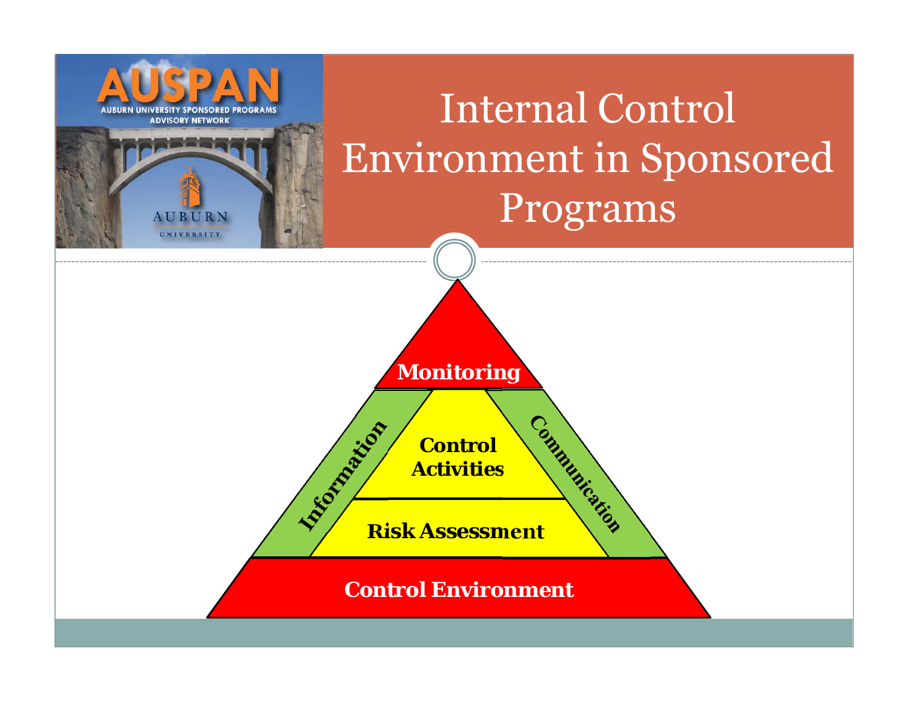AUSPAN

AUBURN UNIVERSITY SPONSORED PROGRAMS ADVISORY NETWORK

AUBURN UNIVERSITY

# Internal Control Environment in Sponsored Programs

Monitoring

Information

Control Activities

Communication

Risk Assessment

Control Environment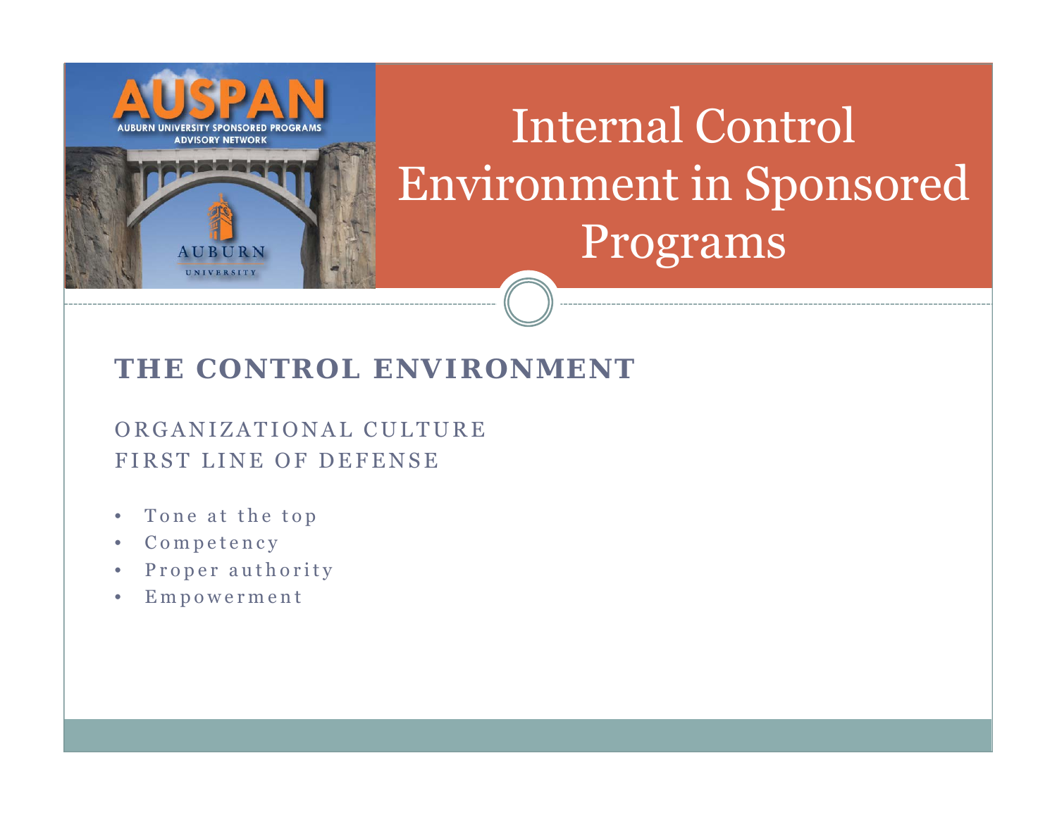# Internal Control Environment in Sponsored Programs

## THE CONTROL ENVIRONMENT

ORGANIZATIONAL CULTURE
FIRST LINE OF DEFENSE

- Tone at the top
- Competency
- Proper authority
- Empowerment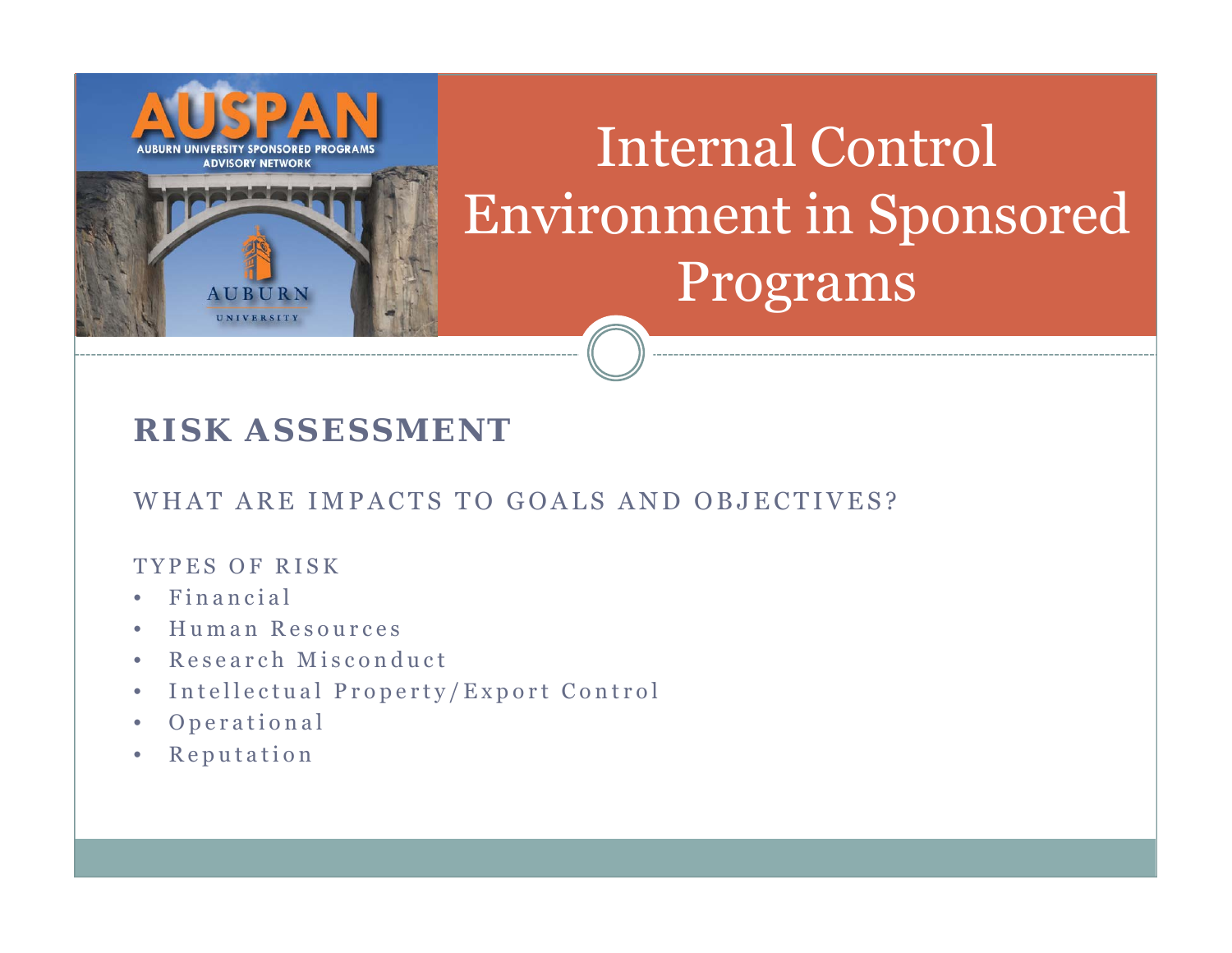# Internal Control Environment in Sponsored Programs

## RISK ASSESSMENT

WHAT ARE IMPACTS TO GOALS AND OBJECTIVES?

TYPES OF RISK

- Financial
- Human Resources
- Research Misconduct
- Intellectual Property/Export Control
- Operational
- Reputation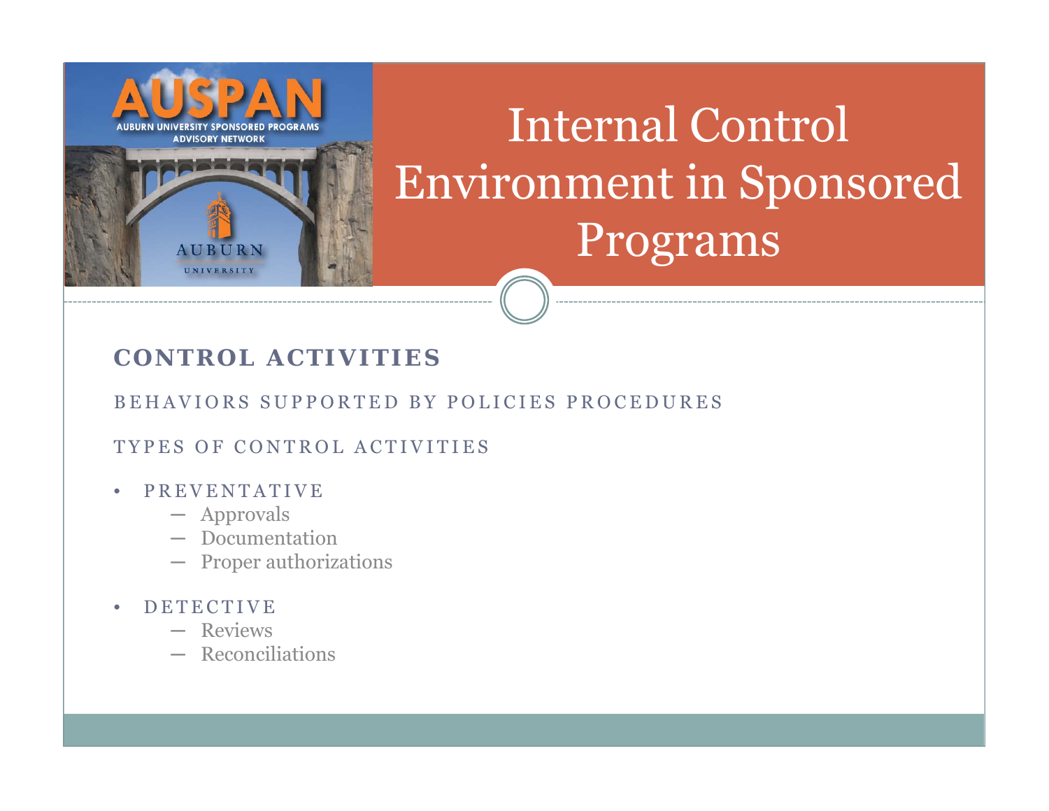# Internal Control Environment in Sponsored Programs

## CONTROL ACTIVITIES

BEHAVIORS SUPPORTED BY POLICIES PROCEDURES

TYPES OF CONTROL ACTIVITIES

- PREVENTATIVE
  - Approvals
  - Documentation
  - Proper authorizations
- DETECTIVE
  - Reviews
  - Reconciliations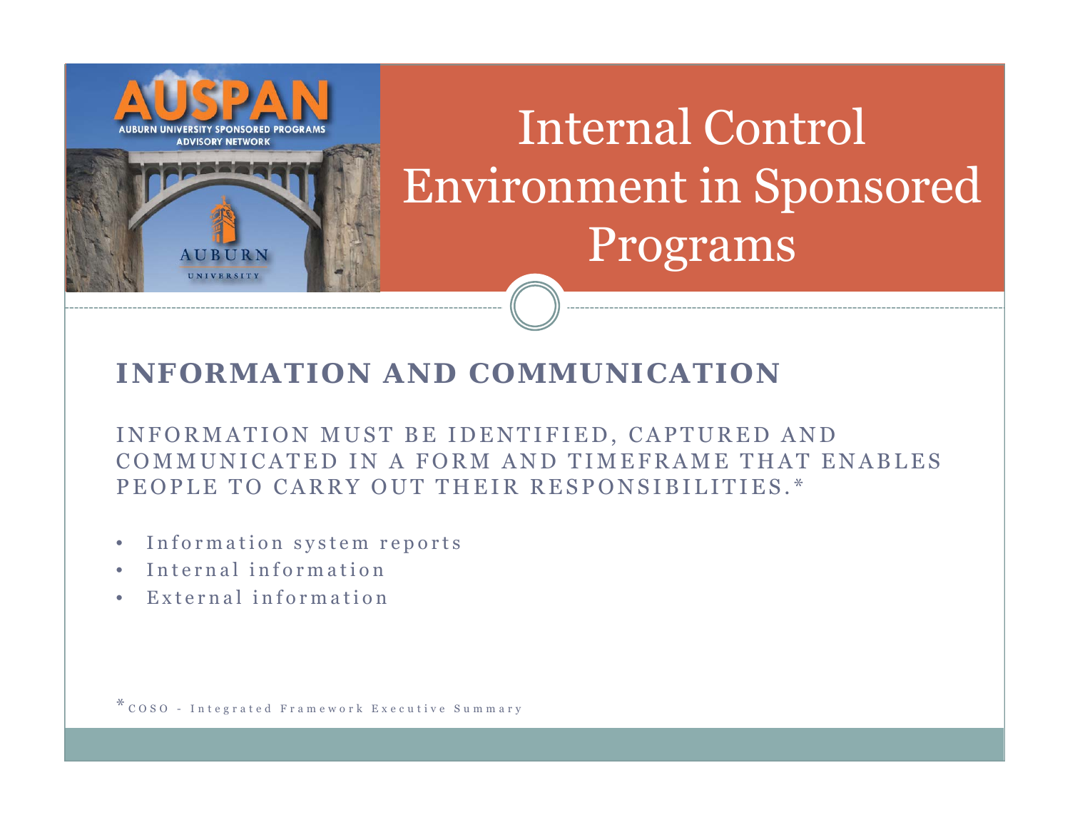# Internal Control Environment in Sponsored Programs

## INFORMATION AND COMMUNICATION

INFORMATION MUST BE IDENTIFIED, CAPTURED AND COMMUNICATED IN A FORM AND TIMEFRAME THAT ENABLES PEOPLE TO CARRY OUT THEIR RESPONSIBILITIES.*

- Information system reports
- Internal information
- External information

*COSO - Integrated Framework Executive Summary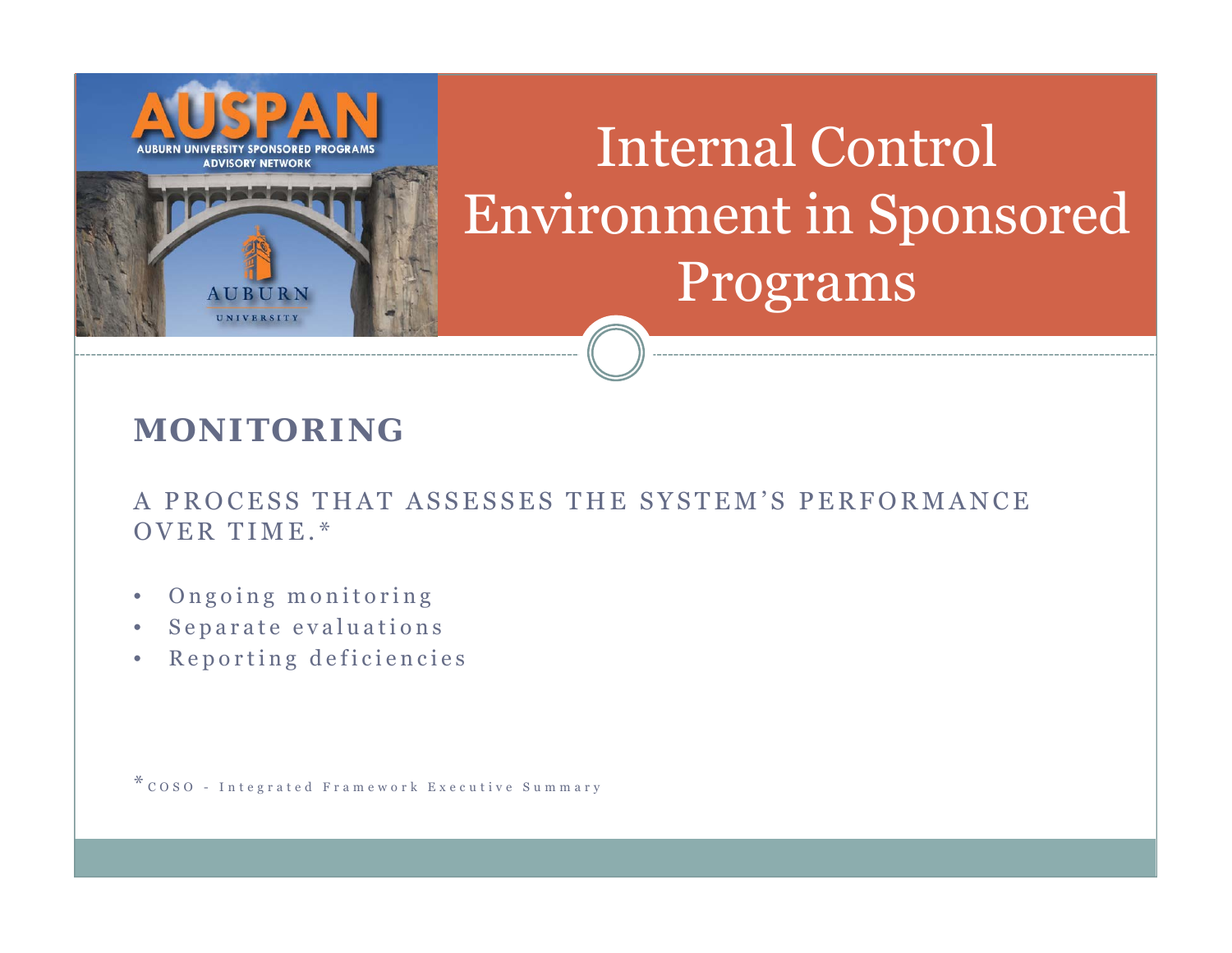# Internal Control Environment in Sponsored Programs

## MONITORING

A PROCESS THAT ASSESSES THE SYSTEM'S PERFORMANCE OVER TIME.*

- Ongoing monitoring
- Separate evaluations
- Reporting deficiencies

*COSO - Integrated Framework Executive Summary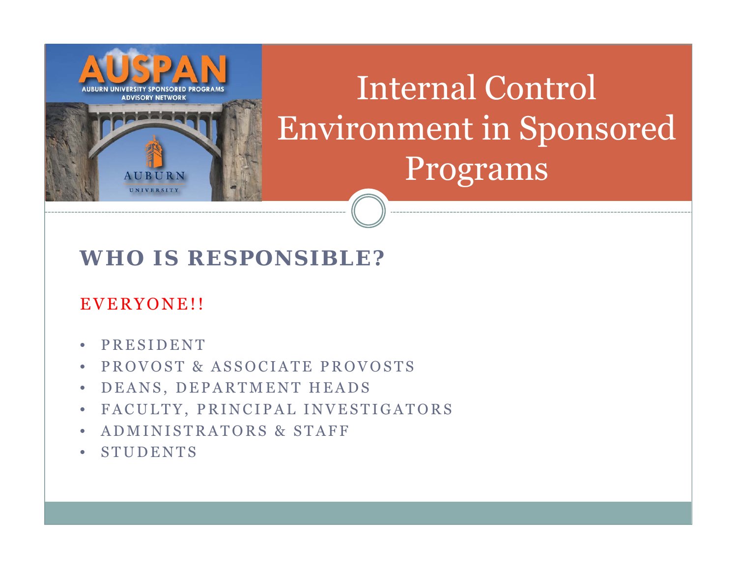# Internal Control Environment in Sponsored Programs

## WHO IS RESPONSIBLE?

EVERYONE!!

- PRESIDENT
- PROVOST & ASSOCIATE PROVOSTS
- DEANS, DEPARTMENT HEADS
- FACULTY, PRINCIPAL INVESTIGATORS
- ADMINISTRATORS & STAFF
- STUDENTS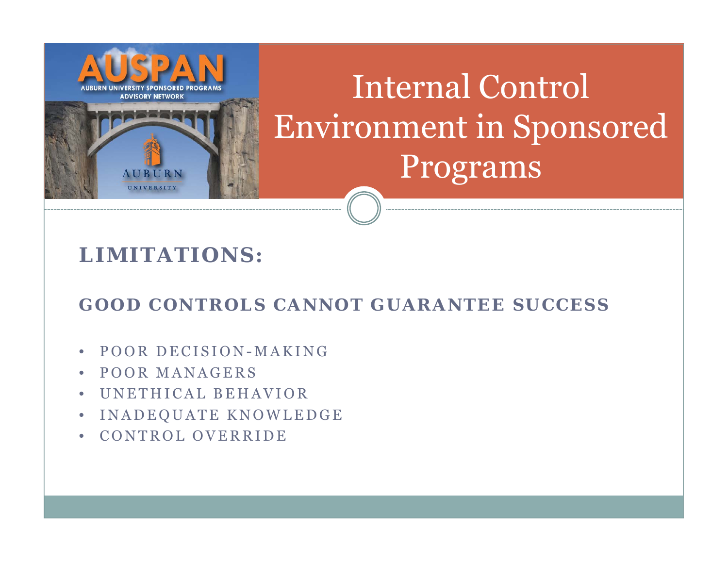# Internal Control Environment in Sponsored Programs

## LIMITATIONS:

### GOOD CONTROLS CANNOT GUARANTEE SUCCESS

- POOR DECISION-MAKING
- POOR MANAGERS
- UNETHICAL BEHAVIOR
- INADEQUATE KNOWLEDGE
- CONTROL OVERRIDE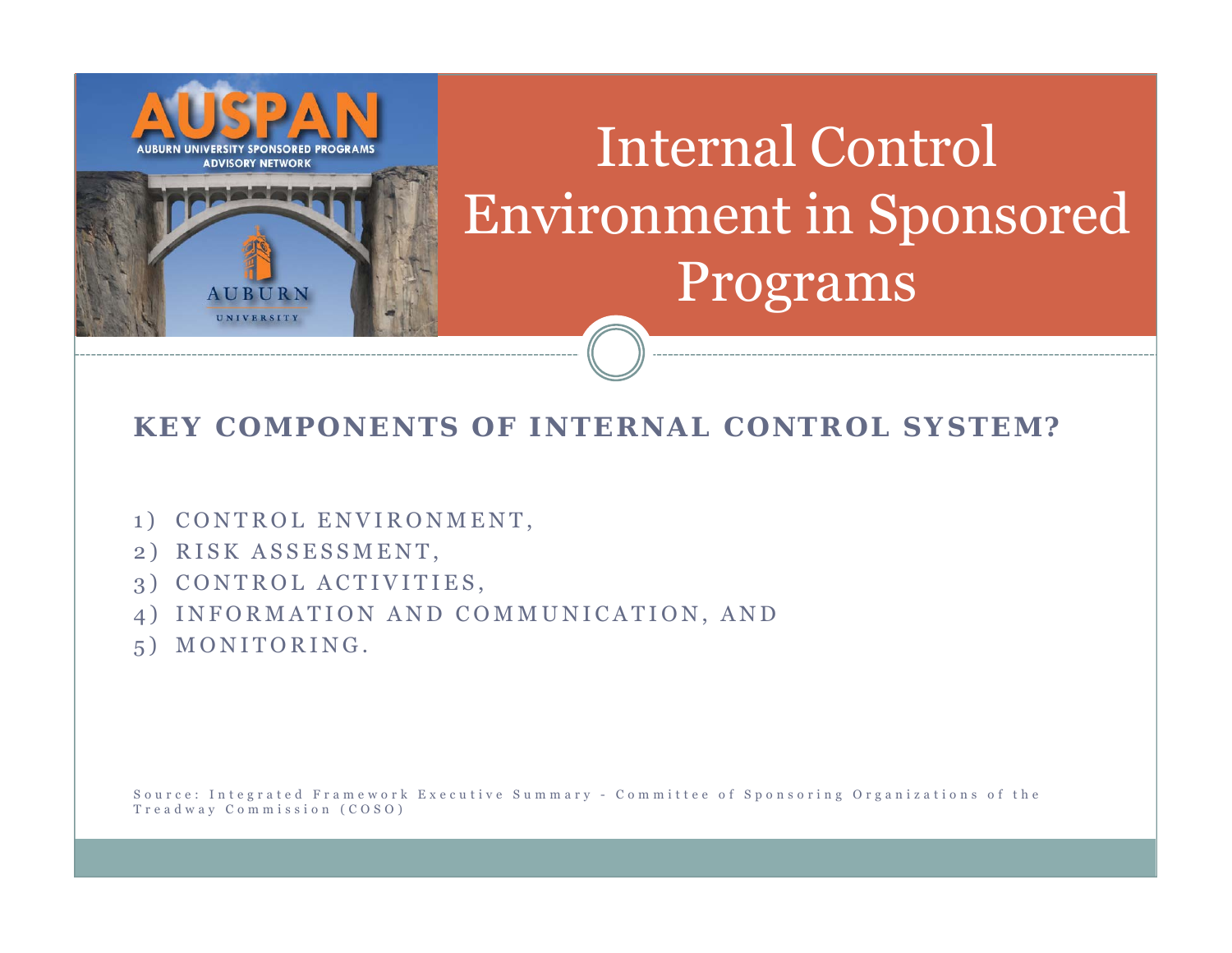# Internal Control Environment in Sponsored Programs

## KEY COMPONENTS OF INTERNAL CONTROL SYSTEM?

1) CONTROL ENVIRONMENT,
2) RISK ASSESSMENT,
3) CONTROL ACTIVITIES,
4) INFORMATION AND COMMUNICATION, AND
5) MONITORING.

Source: Integrated Framework Executive Summary - Committee of Sponsoring Organizations of the Treadway Commission (COSO)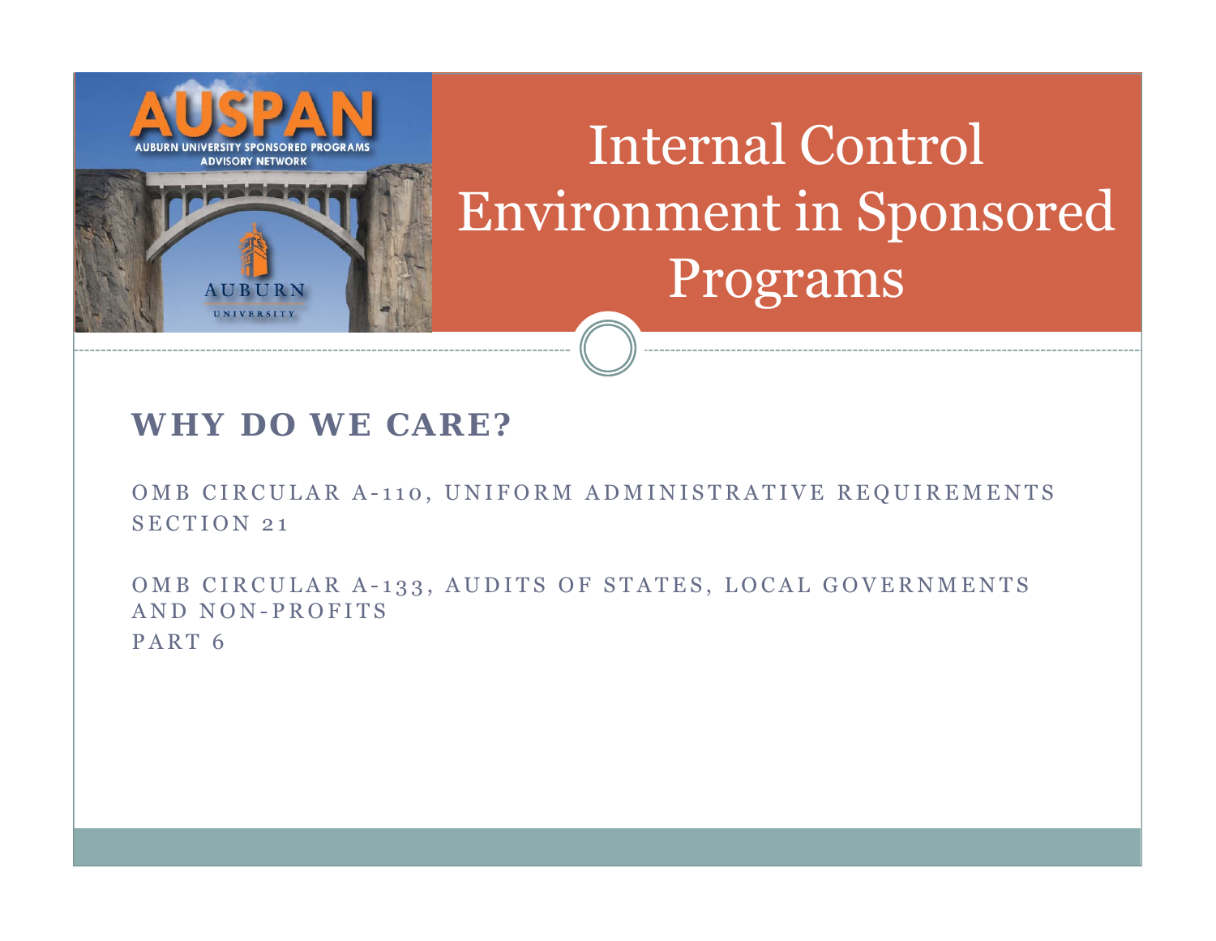# Internal Control Environment in Sponsored Programs

## WHY DO WE CARE?

OMB CIRCULAR A-110, UNIFORM ADMINISTRATIVE REQUIREMENTS
SECTION 21

OMB CIRCULAR A-133, AUDITS OF STATES, LOCAL GOVERNMENTS AND NON-PROFITS
PART 6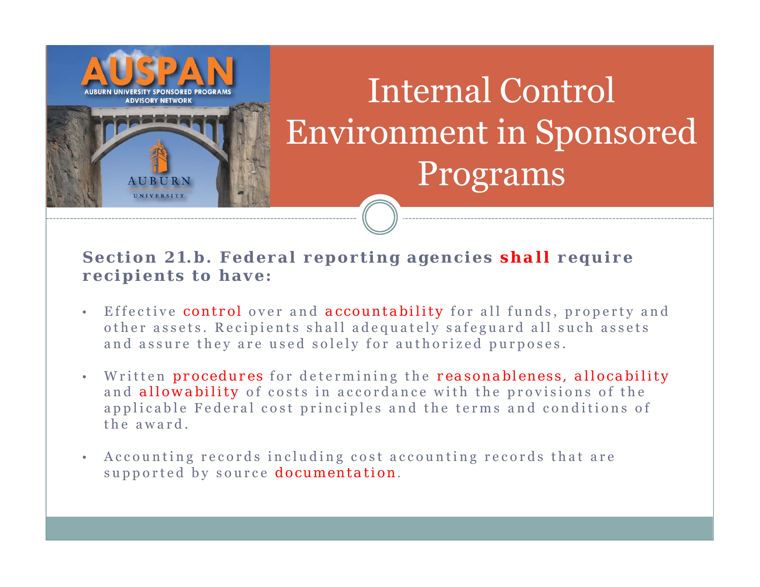# Internal Control Environment in Sponsored Programs

**Section 21.b. Federal reporting agencies shall require recipients to have:**

- Effective control over and accountability for all funds, property and other assets. Recipients shall adequately safeguard all such assets and assure they are used solely for authorized purposes.
- Written procedures for determining the reasonableness, allocability and allowability of costs in accordance with the provisions of the applicable Federal cost principles and the terms and conditions of the award.
- Accounting records including cost accounting records that are supported by source documentation.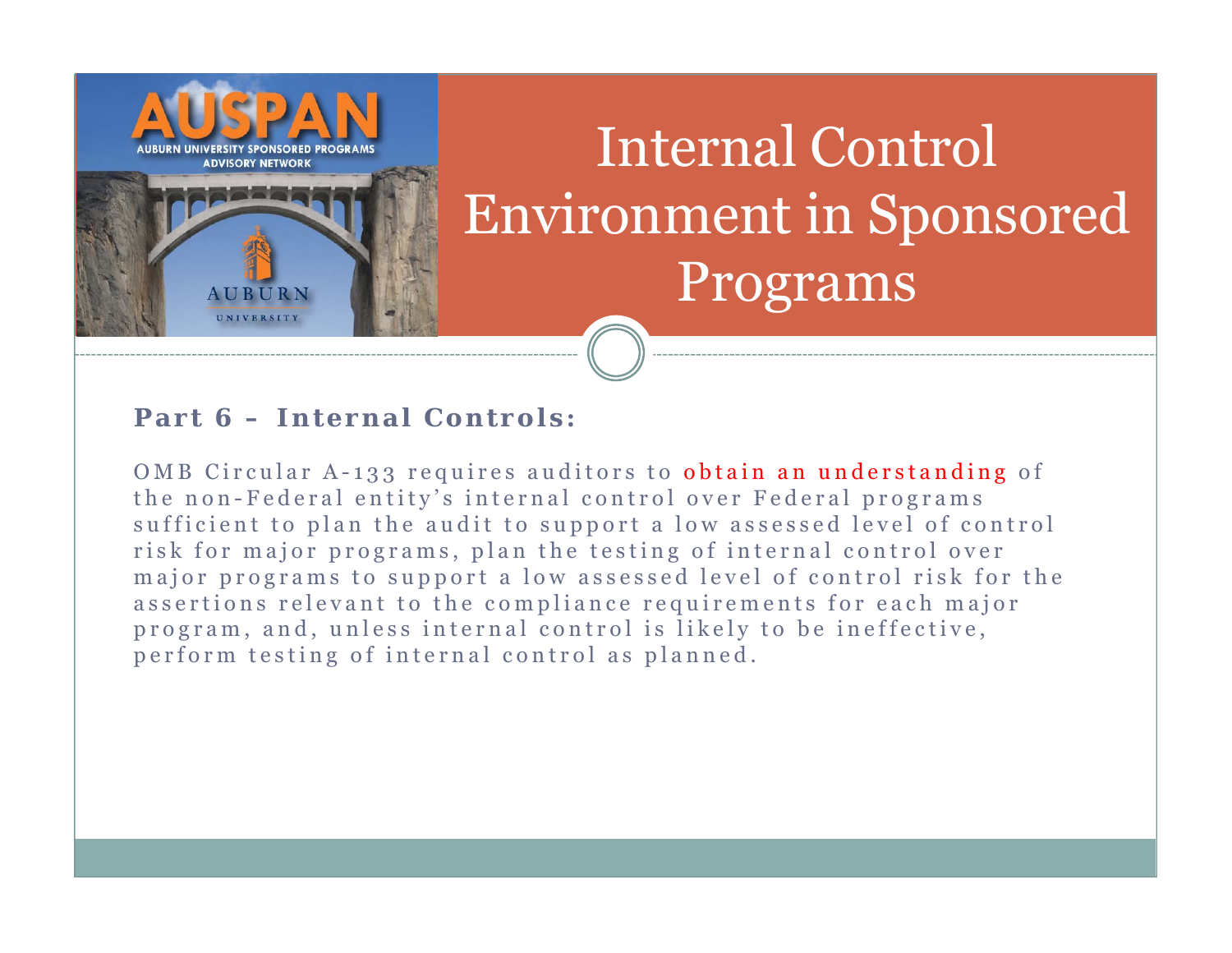# Internal Control Environment in Sponsored Programs

**Part 6 – Internal Controls:**

OMB Circular A-133 requires auditors to obtain an understanding of the non-Federal entity's internal control over Federal programs sufficient to plan the audit to support a low assessed level of control risk for major programs, plan the testing of internal control over major programs to support a low assessed level of control risk for the assertions relevant to the compliance requirements for each major program, and, unless internal control is likely to be ineffective, perform testing of internal control as planned.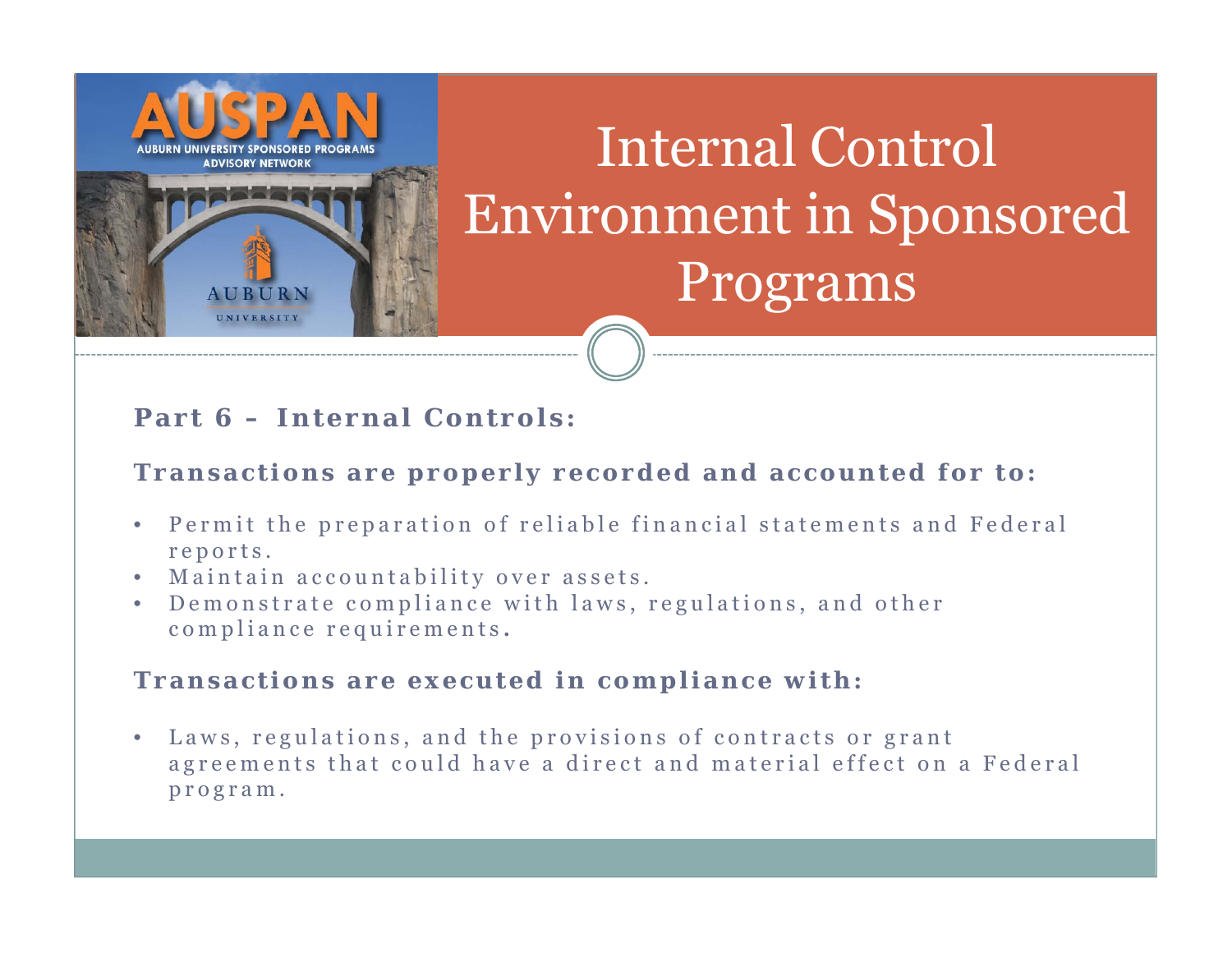# Internal Control Environment in Sponsored Programs

**Part 6 – Internal Controls:**

**Transactions are properly recorded and accounted for to:**

- Permit the preparation of reliable financial statements and Federal reports.
- Maintain accountability over assets.
- Demonstrate compliance with laws, regulations, and other compliance requirements.

**Transactions are executed in compliance with:**

- Laws, regulations, and the provisions of contracts or grant agreements that could have a direct and material effect on a Federal program.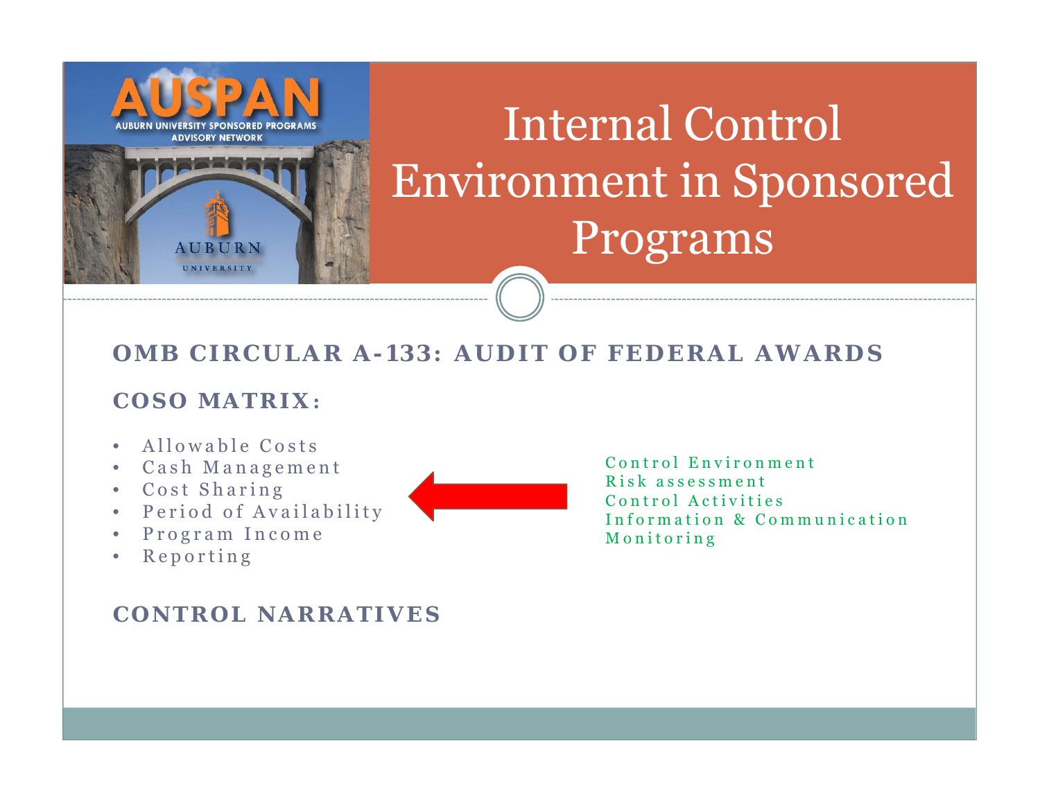# Internal Control Environment in Sponsored Programs

## OMB CIRCULAR A-133: AUDIT OF FEDERAL AWARDS

## COSO MATRIX:

- Allowable Costs
- Cash Management
- Cost Sharing
- Period of Availability
- Program Income
- Reporting

Control Environment
Risk assessment
Control Activities
Information & Communication
Monitoring

## CONTROL NARRATIVES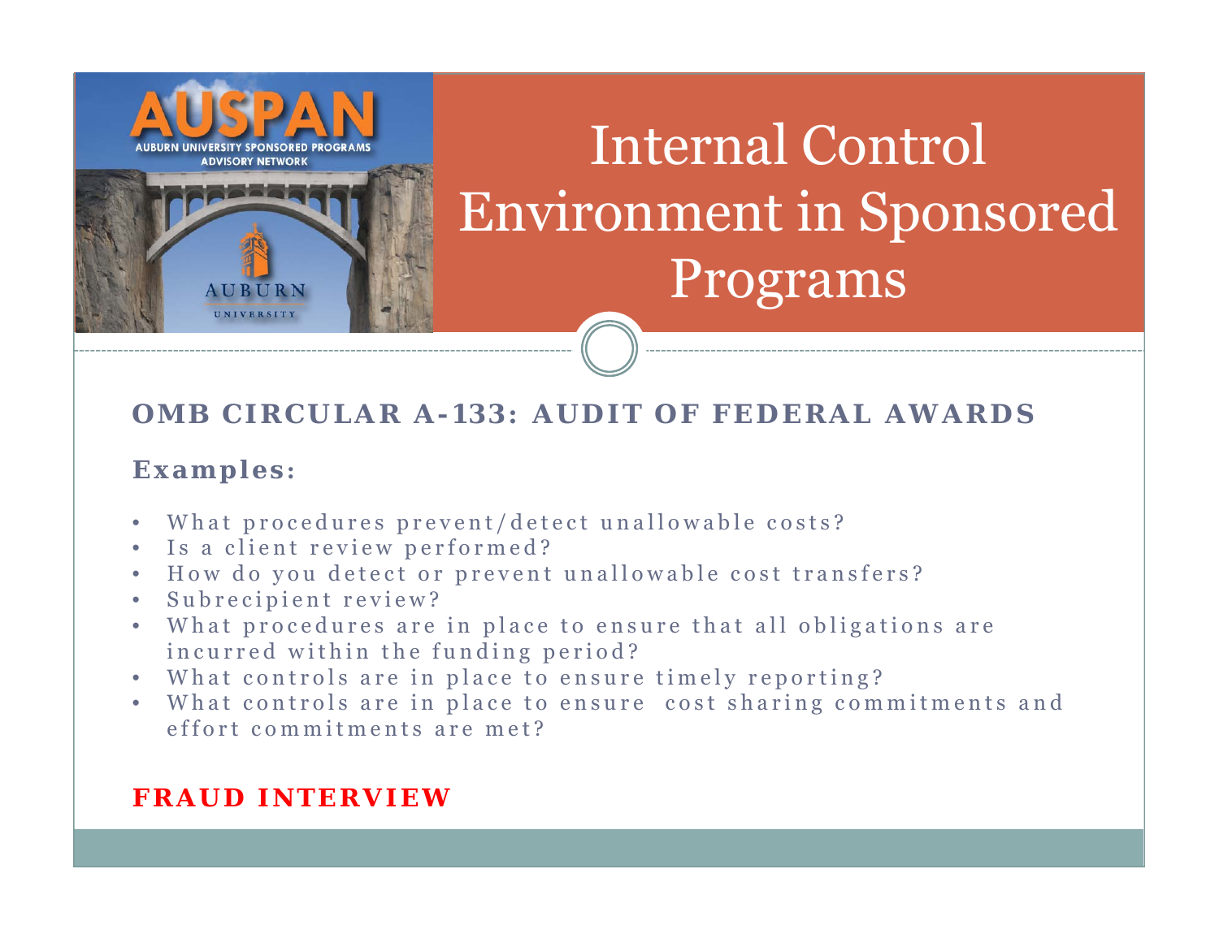# Internal Control Environment in Sponsored Programs

## OMB CIRCULAR A-133: AUDIT OF FEDERAL AWARDS

**Examples:**

- What procedures prevent/detect unallowable costs?
- Is a client review performed?
- How do you detect or prevent unallowable cost transfers?
- Subrecipient review?
- What procedures are in place to ensure that all obligations are incurred within the funding period?
- What controls are in place to ensure timely reporting?
- What controls are in place to ensure cost sharing commitments and effort commitments are met?

**FRAUD INTERVIEW**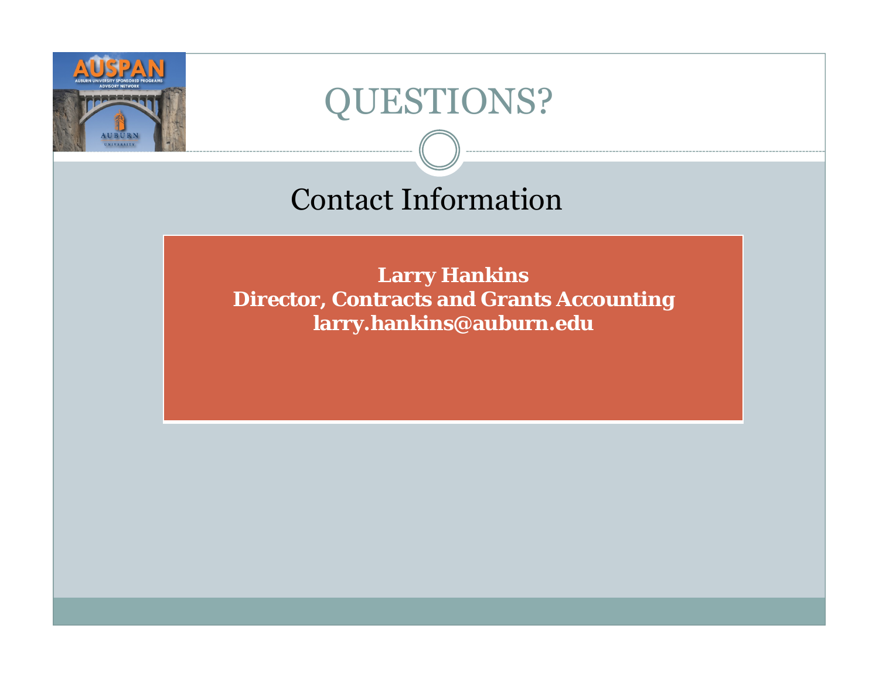# QUESTIONS?

## Contact Information

**Larry Hankins**
**Director, Contracts and Grants Accounting**
**larry.hankins@auburn.edu**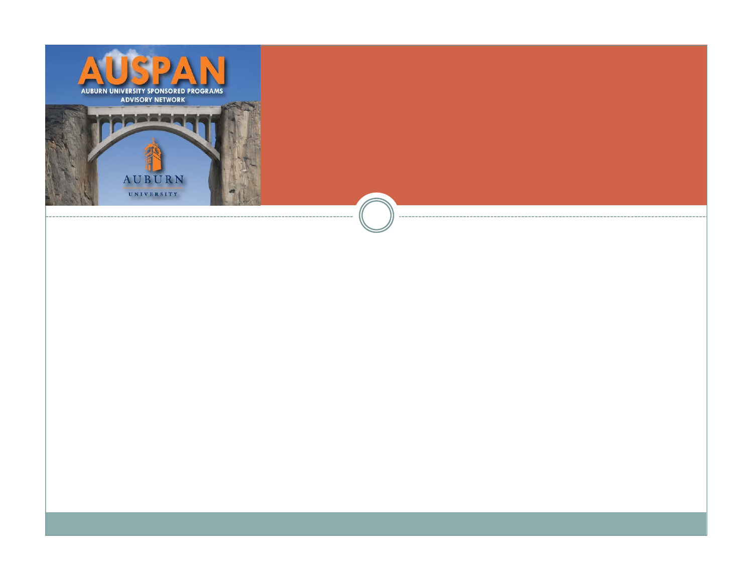AUSPAN

AUBURN UNIVERSITY SPONSORED PROGRAMS ADVISORY NETWORK

AUBURN UNIVERSITY